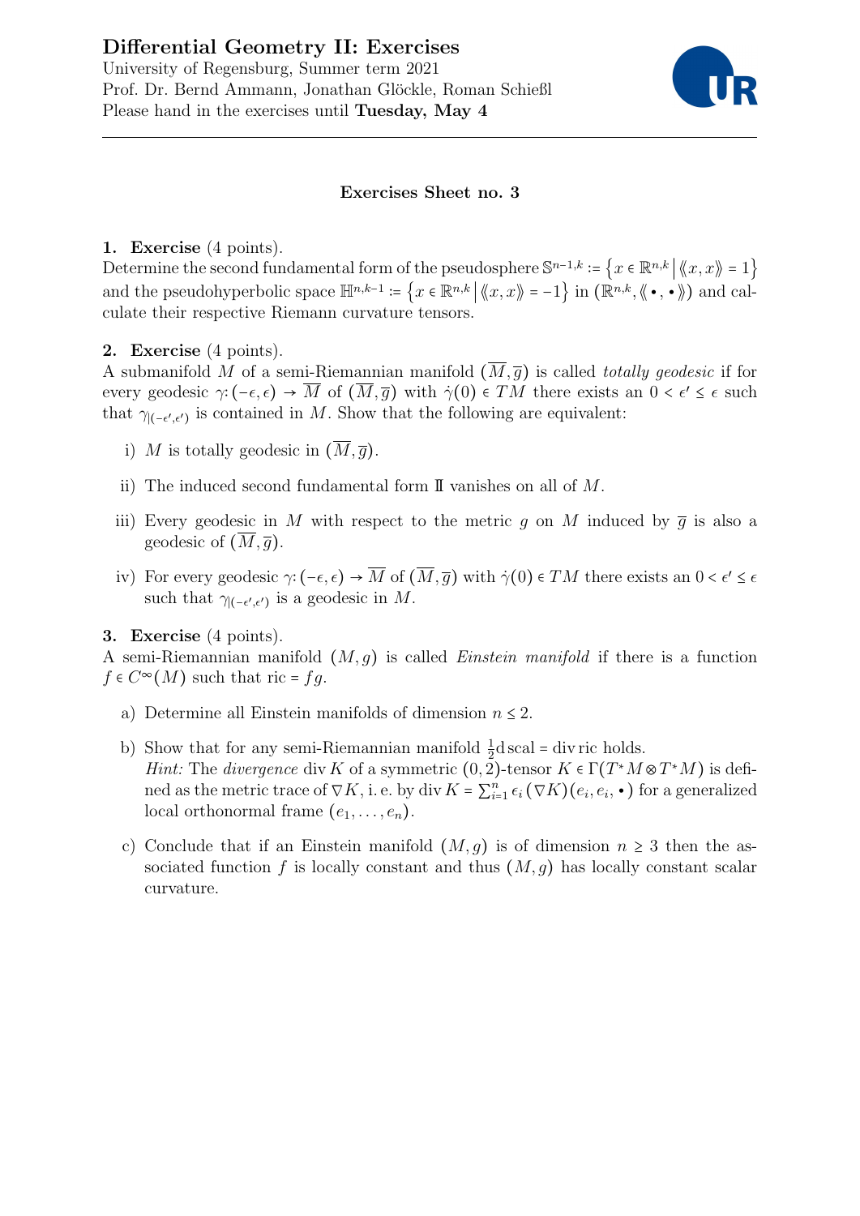# Differential Geometry II: Exercises

University of Regensburg, Summer term 2021
Prof. Dr. Bernd Ammann, Jonathan Glöckle, Roman Schießl
Please hand in the exercises until **Tuesday, May 4**

---

### Exercises Sheet no. 3

**1. Exercise** (4 points).
Determine the second fundamental form of the pseudosphere $\mathbb{S}^{n-1,k} := \left\{ x \in \mathbb{R}^{n,k} \,\middle|\, \langle\!\langle x, x \rangle\!\rangle = 1 \right\}$ and the pseudohyperbolic space $\mathbb{H}^{n,k-1} := \left\{ x \in \mathbb{R}^{n,k} \,\middle|\, \langle\!\langle x, x \rangle\!\rangle = -1 \right\}$ in $(\mathbb{R}^{n,k}, \langle\!\langle \bullet, \bullet \rangle\!\rangle)$ and calculate their respective Riemann curvature tensors.

**2. Exercise** (4 points).
A submanifold $M$ of a semi-Riemannian manifold $(\overline{M}, \overline{g})$ is called *totally geodesic* if for every geodesic $\gamma\colon (-\epsilon, \epsilon) \to \overline{M}$ of $(\overline{M}, \overline{g})$ with $\dot{\gamma}(0) \in TM$ there exists an $0 < \epsilon' \leq \epsilon$ such that $\gamma_{|(-\epsilon', \epsilon')}$ is contained in $M$. Show that the following are equivalent:

i) $M$ is totally geodesic in $(\overline{M}, \overline{g})$.

ii) The induced second fundamental form $\mathrm{I\!I}$ vanishes on all of $M$.

iii) Every geodesic in $M$ with respect to the metric $g$ on $M$ induced by $\overline{g}$ is also a geodesic of $(\overline{M}, \overline{g})$.

iv) For every geodesic $\gamma\colon (-\epsilon, \epsilon) \to \overline{M}$ of $(\overline{M}, \overline{g})$ with $\dot{\gamma}(0) \in TM$ there exists an $0 < \epsilon' \leq \epsilon$ such that $\gamma_{|(-\epsilon', \epsilon')}$ is a geodesic in $M$.

**3. Exercise** (4 points).
A semi-Riemannian manifold $(M, g)$ is called *Einstein manifold* if there is a function $f \in C^\infty(M)$ such that $\mathrm{ric} = fg$.

a) Determine all Einstein manifolds of dimension $n \leq 2$.

b) Show that for any semi-Riemannian manifold $\frac{1}{2}\mathrm{d}\,\mathrm{scal} = \mathrm{div}\,\mathrm{ric}$ holds.
*Hint:* The *divergence* $\mathrm{div}\,K$ of a symmetric $(0,2)$-tensor $K \in \Gamma(T^*M \otimes T^*M)$ is defined as the metric trace of $\nabla K$, i. e. by $\mathrm{div}\,K = \sum_{i=1}^{n} \epsilon_i \,(\nabla K)(e_i, e_i, \bullet)$ for a generalized local orthonormal frame $(e_1, \ldots, e_n)$.

c) Conclude that if an Einstein manifold $(M, g)$ is of dimension $n \geq 3$ then the associated function $f$ is locally constant and thus $(M, g)$ has locally constant scalar curvature.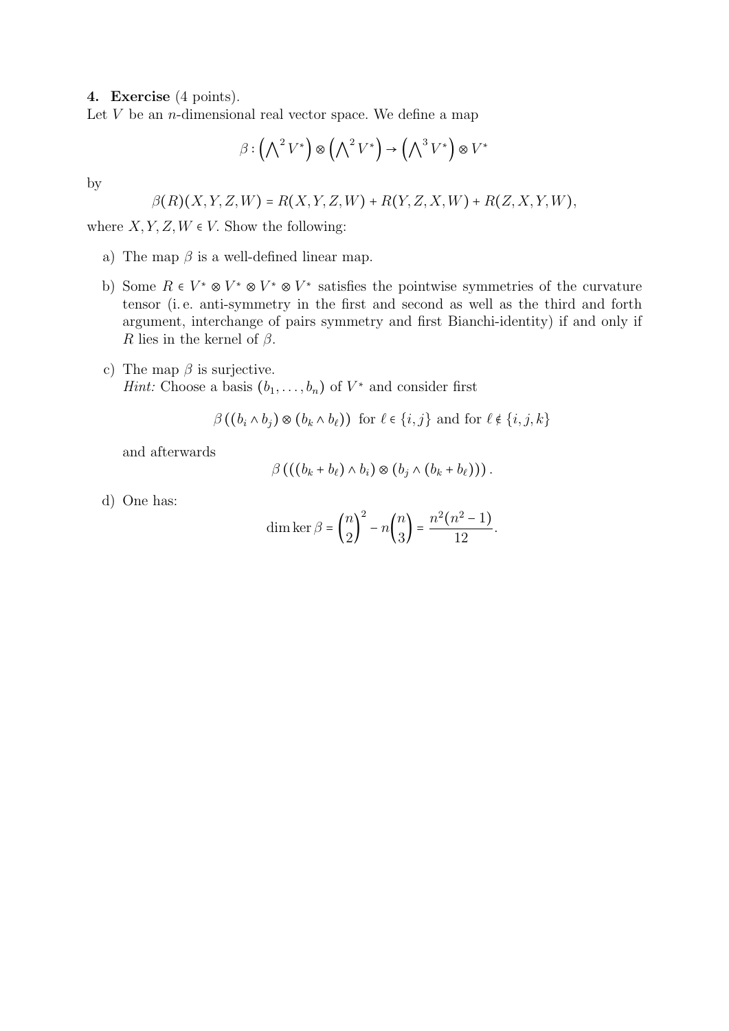**4. Exercise** (4 points).

Let $V$ be an $n$-dimensional real vector space. We define a map

$$\beta : \left(\bigwedge^2 V^*\right) \otimes \left(\bigwedge^2 V^*\right) \to \left(\bigwedge^3 V^*\right) \otimes V^*$$

by

$$\beta(R)(X,Y,Z,W) = R(X,Y,Z,W) + R(Y,Z,X,W) + R(Z,X,Y,W),$$

where $X, Y, Z, W \in V$. Show the following:

a) The map $\beta$ is a well-defined linear map.

b) Some $R \in V^* \otimes V^* \otimes V^* \otimes V^*$ satisfies the pointwise symmetries of the curvature tensor (i. e. anti-symmetry in the first and second as well as the third and forth argument, interchange of pairs symmetry and first Bianchi-identity) if and only if $R$ lies in the kernel of $\beta$.

c) The map $\beta$ is surjective.
*Hint:* Choose a basis $(b_1, \ldots, b_n)$ of $V^*$ and consider first

$$\beta\left((b_i \wedge b_j) \otimes (b_k \wedge b_\ell)\right) \text{ for } \ell \in \{i,j\} \text{ and for } \ell \notin \{i,j,k\}$$

and afterwards

$$\beta\left(((b_k + b_\ell) \wedge b_i) \otimes (b_j \wedge (b_k + b_\ell))\right).$$

d) One has:

$$\dim \ker \beta = \binom{n}{2}^2 - n\binom{n}{3} = \frac{n^2(n^2-1)}{12}.$$